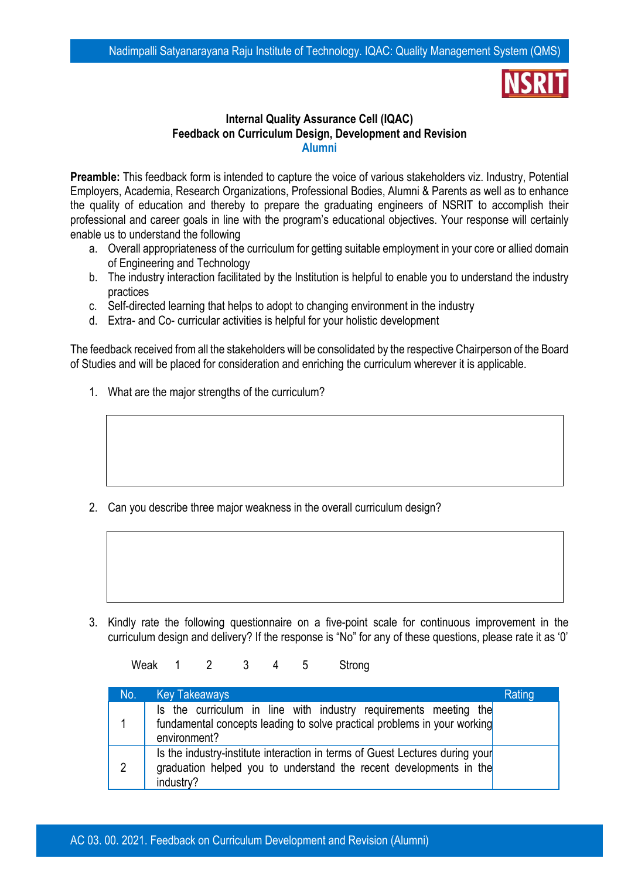**Internal Quality Assurance Cell (IQAC)**
**Feedback on Curriculum Design, Development and Revision**
**Alumni**

**Preamble:** This feedback form is intended to capture the voice of various stakeholders viz. Industry, Potential Employers, Academia, Research Organizations, Professional Bodies, Alumni & Parents as well as to enhance the quality of education and thereby to prepare the graduating engineers of NSRIT to accomplish their professional and career goals in line with the program's educational objectives. Your response will certainly enable us to understand the following

a. Overall appropriateness of the curriculum for getting suitable employment in your core or allied domain of Engineering and Technology
b. The industry interaction facilitated by the Institution is helpful to enable you to understand the industry practices
c. Self-directed learning that helps to adopt to changing environment in the industry
d. Extra- and Co- curricular activities is helpful for your holistic development

The feedback received from all the stakeholders will be consolidated by the respective Chairperson of the Board of Studies and will be placed for consideration and enriching the curriculum wherever it is applicable.

1. What are the major strengths of the curriculum?

2. Can you describe three major weakness in the overall curriculum design?

3. Kindly rate the following questionnaire on a five-point scale for continuous improvement in the curriculum design and delivery? If the response is "No" for any of these questions, please rate it as '0'

Weak 1 2 3 4 5 Strong

| No. | Key Takeaways | Rating |
|---|---|---|
| 1 | Is the curriculum in line with industry requirements meeting the fundamental concepts leading to solve practical problems in your working environment? | |
| 2 | Is the industry-institute interaction in terms of Guest Lectures during your graduation helped you to understand the recent developments in the industry? | |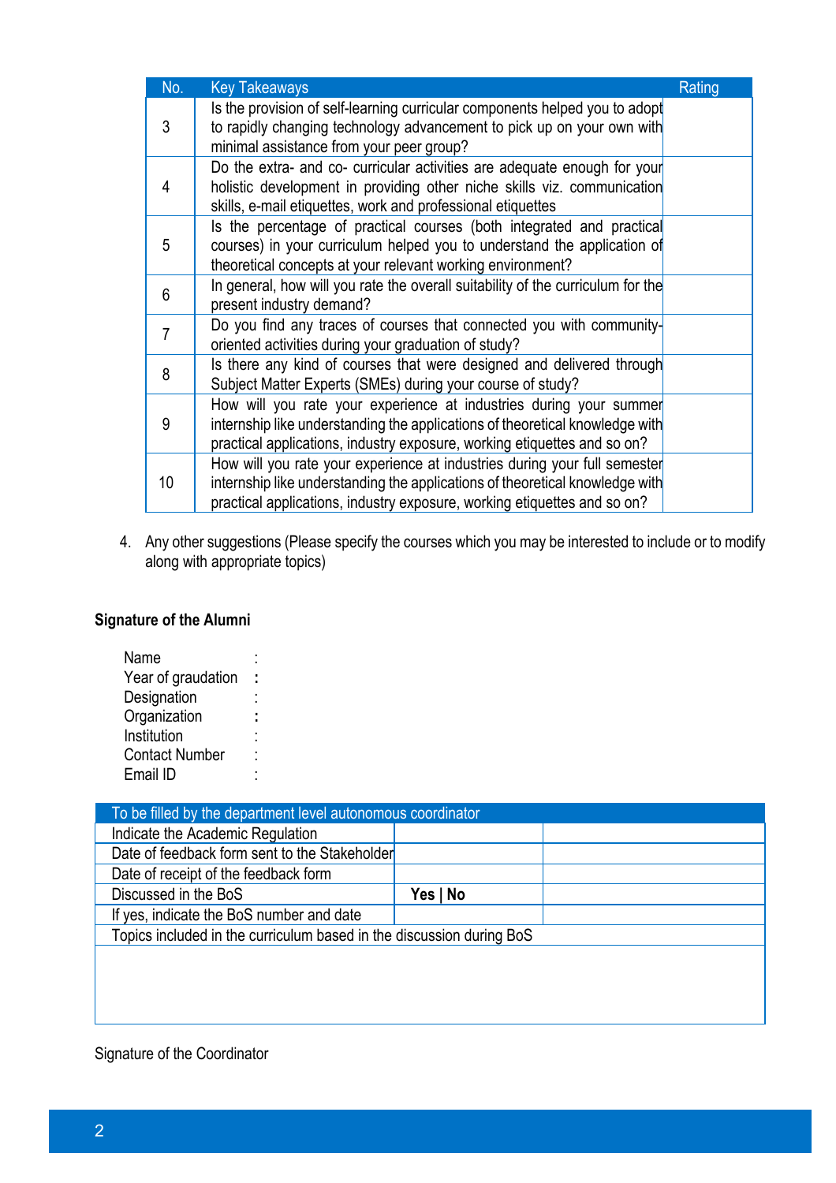| No. | Key Takeaways | Rating |
|---|---|---|
| 3 | Is the provision of self-learning curricular components helped you to adopt to rapidly changing technology advancement to pick up on your own with minimal assistance from your peer group? | |
| 4 | Do the extra- and co- curricular activities are adequate enough for your holistic development in providing other niche skills viz. communication skills, e-mail etiquettes, work and professional etiquettes | |
| 5 | Is the percentage of practical courses (both integrated and practical courses) in your curriculum helped you to understand the application of theoretical concepts at your relevant working environment? | |
| 6 | In general, how will you rate the overall suitability of the curriculum for the present industry demand? | |
| 7 | Do you find any traces of courses that connected you with community-oriented activities during your graduation of study? | |
| 8 | Is there any kind of courses that were designed and delivered through Subject Matter Experts (SMEs) during your course of study? | |
| 9 | How will you rate your experience at industries during your summer internship like understanding the applications of theoretical knowledge with practical applications, industry exposure, working etiquettes and so on? | |
| 10 | How will you rate your experience at industries during your full semester internship like understanding the applications of theoretical knowledge with practical applications, industry exposure, working etiquettes and so on? | |

4. Any other suggestions (Please specify the courses which you may be interested to include or to modify along with appropriate topics)

**Signature of the Alumni**

Name :
Year of graudation :
Designation :
Organization :
Institution :
Contact Number :
Email ID :

| To be filled by the department level autonomous coordinator | | |
|---|---|---|
| Indicate the Academic Regulation | | |
| Date of feedback form sent to the Stakeholder | | |
| Date of receipt of the feedback form | | |
| Discussed in the BoS | **Yes \| No** | |
| If yes, indicate the BoS number and date | | |
| Topics included in the curriculum based in the discussion during BoS | | |
| | | |

Signature of the Coordinator